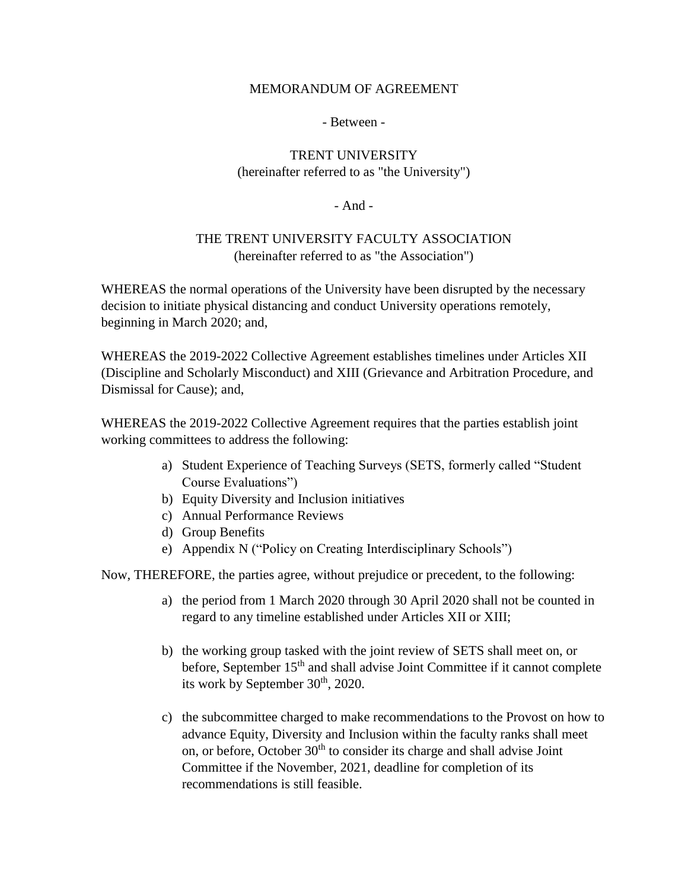# MEMORANDUM OF AGREEMENT

- Between -

TRENT UNIVERSITY
(hereinafter referred to as "the University")

- And -

THE TRENT UNIVERSITY FACULTY ASSOCIATION
(hereinafter referred to as "the Association")

WHEREAS the normal operations of the University have been disrupted by the necessary decision to initiate physical distancing and conduct University operations remotely, beginning in March 2020; and,

WHEREAS the 2019-2022 Collective Agreement establishes timelines under Articles XII (Discipline and Scholarly Misconduct) and XIII (Grievance and Arbitration Procedure, and Dismissal for Cause); and,

WHEREAS the 2019-2022 Collective Agreement requires that the parties establish joint working committees to address the following:

a) Student Experience of Teaching Surveys (SETS, formerly called "Student Course Evaluations")
b) Equity Diversity and Inclusion initiatives
c) Annual Performance Reviews
d) Group Benefits
e) Appendix N ("Policy on Creating Interdisciplinary Schools")

Now, THEREFORE, the parties agree, without prejudice or precedent, to the following:

a) the period from 1 March 2020 through 30 April 2020 shall not be counted in regard to any timeline established under Articles XII or XIII;

b) the working group tasked with the joint review of SETS shall meet on, or before, September 15th and shall advise Joint Committee if it cannot complete its work by September 30th, 2020.

c) the subcommittee charged to make recommendations to the Provost on how to advance Equity, Diversity and Inclusion within the faculty ranks shall meet on, or before, October 30th to consider its charge and shall advise Joint Committee if the November, 2021, deadline for completion of its recommendations is still feasible.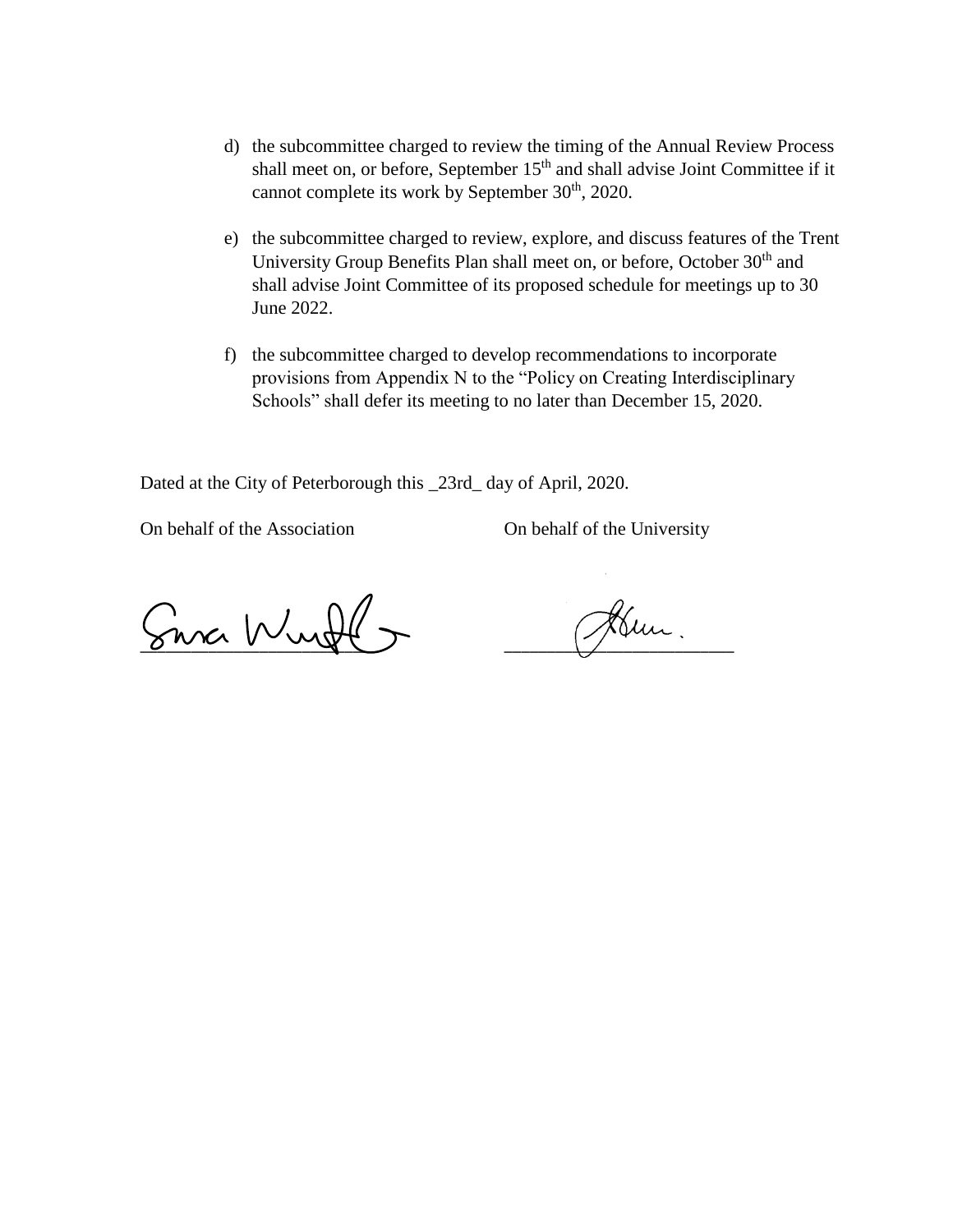d) the subcommittee charged to review the timing of the Annual Review Process shall meet on, or before, September 15th and shall advise Joint Committee if it cannot complete its work by September 30th, 2020.

e) the subcommittee charged to review, explore, and discuss features of the Trent University Group Benefits Plan shall meet on, or before, October 30th and shall advise Joint Committee of its proposed schedule for meetings up to 30 June 2022.

f) the subcommittee charged to develop recommendations to incorporate provisions from Appendix N to the "Policy on Creating Interdisciplinary Schools" shall defer its meeting to no later than December 15, 2020.

Dated at the City of Peterborough this _23rd_ day of April, 2020.

On behalf of the Association

On behalf of the University

______________________

______________________